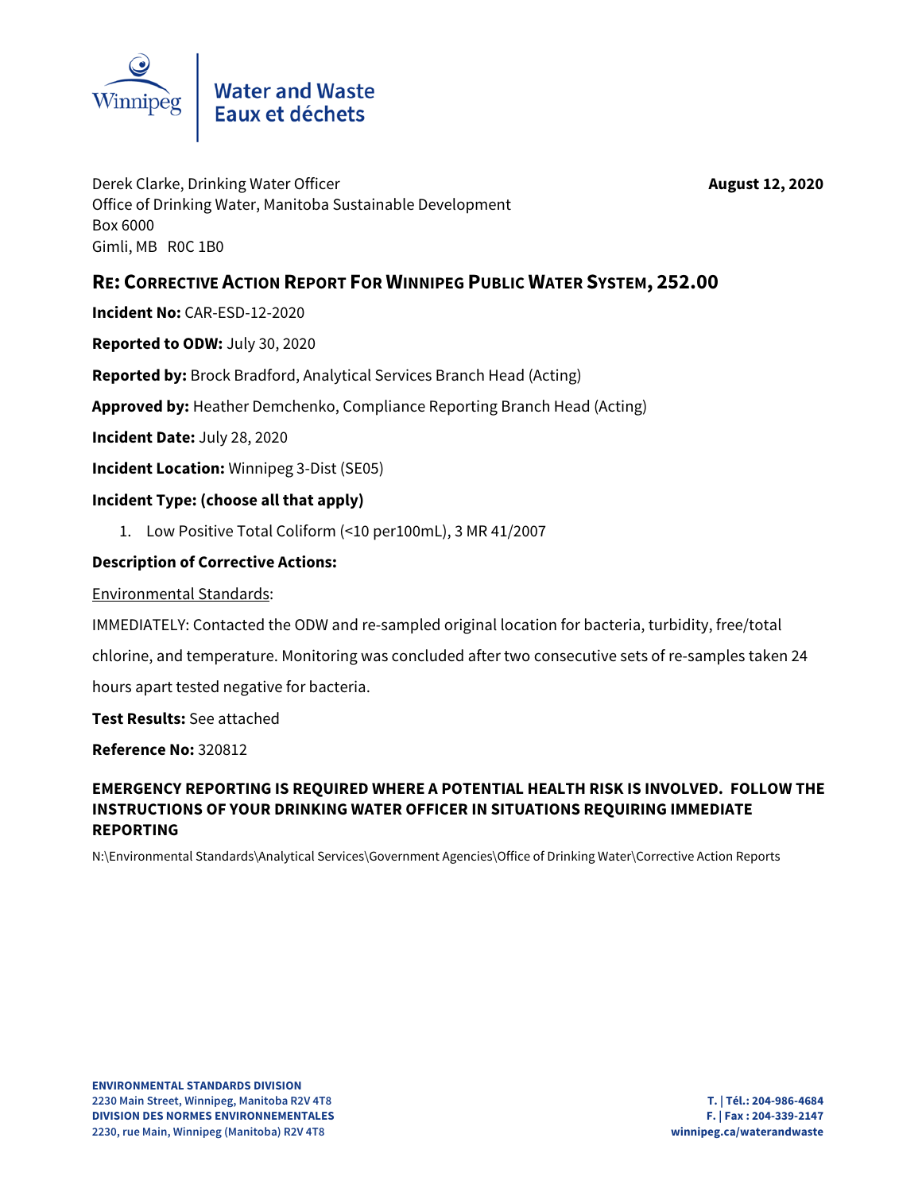Water and Waste
Eaux et déchets

Derek Clarke, Drinking Water Officer
Office of Drinking Water, Manitoba Sustainable Development
Box 6000
Gimli, MB R0C 1B0

**August 12, 2020**

## RE: CORRECTIVE ACTION REPORT FOR WINNIPEG PUBLIC WATER SYSTEM, 252.00

**Incident No:** CAR-ESD-12-2020

**Reported to ODW:** July 30, 2020

**Reported by:** Brock Bradford, Analytical Services Branch Head (Acting)

**Approved by:** Heather Demchenko, Compliance Reporting Branch Head (Acting)

**Incident Date:** July 28, 2020

**Incident Location:** Winnipeg 3-Dist (SE05)

**Incident Type: (choose all that apply)**

1. Low Positive Total Coliform (<10 per100mL), 3 MR 41/2007

**Description of Corrective Actions:**

<u>Environmental Standards</u>:

IMMEDIATELY: Contacted the ODW and re-sampled original location for bacteria, turbidity, free/total chlorine, and temperature. Monitoring was concluded after two consecutive sets of re-samples taken 24 hours apart tested negative for bacteria.

**Test Results:** See attached

**Reference No:** 320812

**EMERGENCY REPORTING IS REQUIRED WHERE A POTENTIAL HEALTH RISK IS INVOLVED. FOLLOW THE INSTRUCTIONS OF YOUR DRINKING WATER OFFICER IN SITUATIONS REQUIRING IMMEDIATE REPORTING**

N:\Environmental Standards\Analytical Services\Government Agencies\Office of Drinking Water\Corrective Action Reports

**ENVIRONMENTAL STANDARDS DIVISION**
**2230 Main Street, Winnipeg, Manitoba R2V 4T8**
**DIVISION DES NORMES ENVIRONNEMENTALES**
**2230, rue Main, Winnipeg (Manitoba) R2V 4T8**

**T. | Tél.: 204-986-4684**
**F. | Fax : 204-339-2147**
**winnipeg.ca/waterandwaste**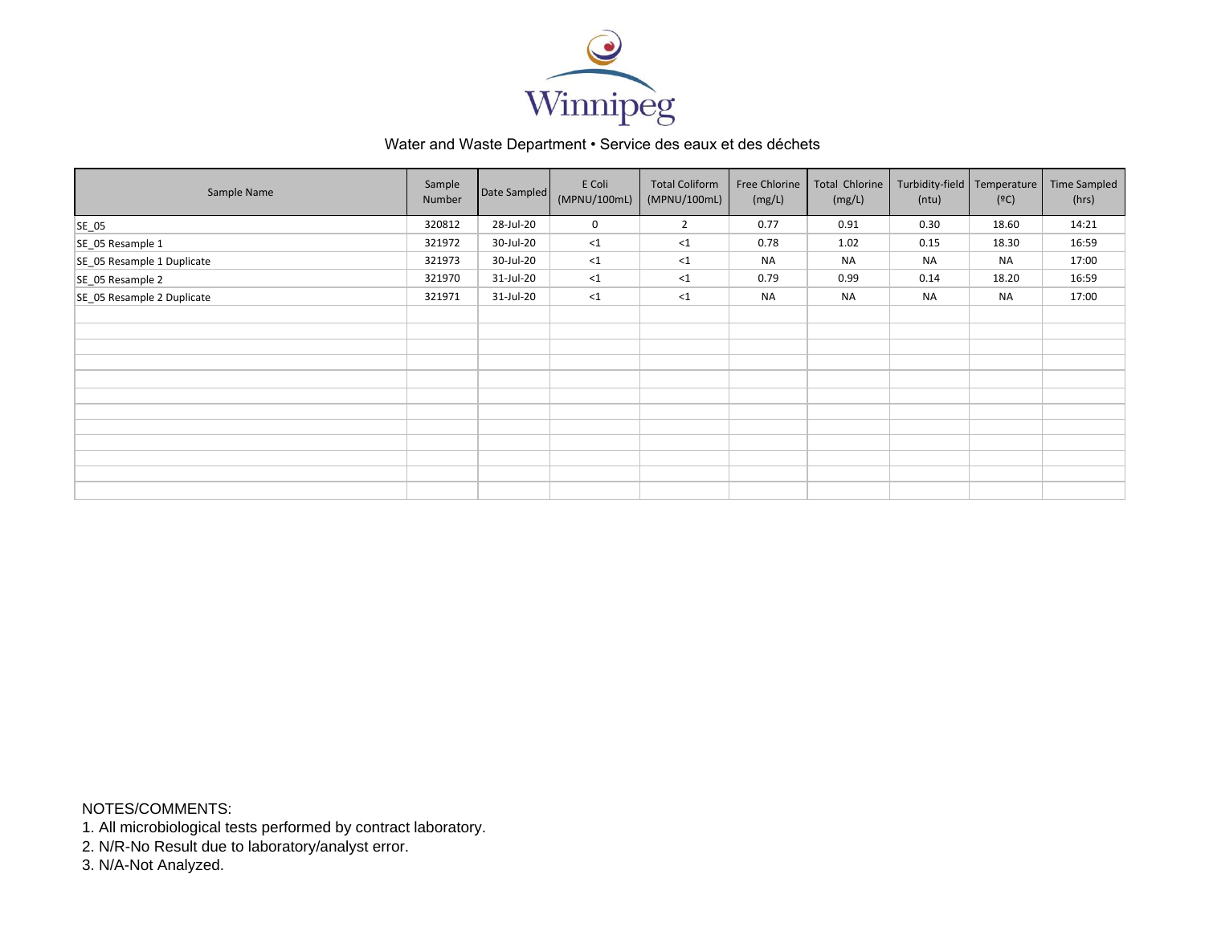Winnipeg

Water and Waste Department • Service des eaux et des déchets

| Sample Name | Sample Number | Date Sampled | E Coli (MPNU/100mL) | Total Coliform (MPNU/100mL) | Free Chlorine (mg/L) | Total Chlorine (mg/L) | Turbidity-field (ntu) | Temperature (ºC) | Time Sampled (hrs) |
|---|---|---|---|---|---|---|---|---|---|
| SE_05 | 320812 | 28-Jul-20 | 0 | 2 | 0.77 | 0.91 | 0.30 | 18.60 | 14:21 |
| SE_05 Resample 1 | 321972 | 30-Jul-20 | <1 | <1 | 0.78 | 1.02 | 0.15 | 18.30 | 16:59 |
| SE_05 Resample 1 Duplicate | 321973 | 30-Jul-20 | <1 | <1 | NA | NA | NA | NA | 17:00 |
| SE_05 Resample 2 | 321970 | 31-Jul-20 | <1 | <1 | 0.79 | 0.99 | 0.14 | 18.20 | 16:59 |
| SE_05 Resample 2 Duplicate | 321971 | 31-Jul-20 | <1 | <1 | NA | NA | NA | NA | 17:00 |

NOTES/COMMENTS:
1. All microbiological tests performed by contract laboratory.
2. N/R-No Result due to laboratory/analyst error.
3. N/A-Not Analyzed.